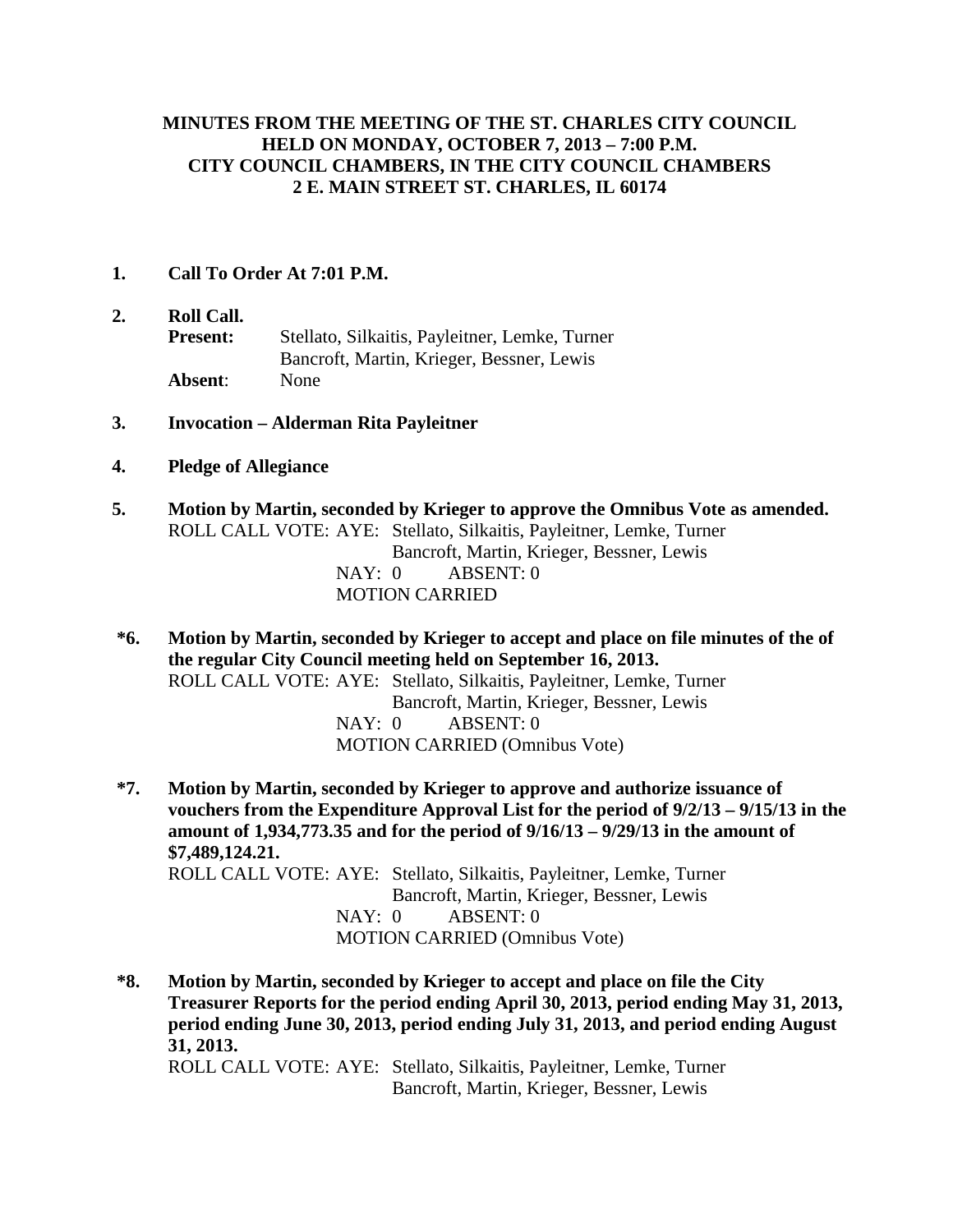**MINUTES FROM THE MEETING OF THE ST. CHARLES CITY COUNCIL HELD ON MONDAY, OCTOBER 7, 2013 – 7:00 P.M. CITY COUNCIL CHAMBERS, IN THE CITY COUNCIL CHAMBERS 2 E. MAIN STREET ST. CHARLES, IL 60174**

**1. Call To Order At 7:01 P.M.**

**2. Roll Call.**
**Present:** Stellato, Silkaitis, Payleitner, Lemke, Turner Bancroft, Martin, Krieger, Bessner, Lewis
**Absent**: None

**3. Invocation – Alderman Rita Payleitner**

**4. Pledge of Allegiance**

**5. Motion by Martin, seconded by Krieger to approve the Omnibus Vote as amended.**
ROLL CALL VOTE: AYE: Stellato, Silkaitis, Payleitner, Lemke, Turner Bancroft, Martin, Krieger, Bessner, Lewis
NAY: 0 ABSENT: 0
MOTION CARRIED

**\*6. Motion by Martin, seconded by Krieger to accept and place on file minutes of the of the regular City Council meeting held on September 16, 2013.**
ROLL CALL VOTE: AYE: Stellato, Silkaitis, Payleitner, Lemke, Turner Bancroft, Martin, Krieger, Bessner, Lewis
NAY: 0 ABSENT: 0
MOTION CARRIED (Omnibus Vote)

**\*7. Motion by Martin, seconded by Krieger to approve and authorize issuance of vouchers from the Expenditure Approval List for the period of 9/2/13 – 9/15/13 in the amount of 1,934,773.35 and for the period of 9/16/13 – 9/29/13 in the amount of $7,489,124.21.**
ROLL CALL VOTE: AYE: Stellato, Silkaitis, Payleitner, Lemke, Turner Bancroft, Martin, Krieger, Bessner, Lewis
NAY: 0 ABSENT: 0
MOTION CARRIED (Omnibus Vote)

**\*8. Motion by Martin, seconded by Krieger to accept and place on file the City Treasurer Reports for the period ending April 30, 2013, period ending May 31, 2013, period ending June 30, 2013, period ending July 31, 2013, and period ending August 31, 2013.**
ROLL CALL VOTE: AYE: Stellato, Silkaitis, Payleitner, Lemke, Turner Bancroft, Martin, Krieger, Bessner, Lewis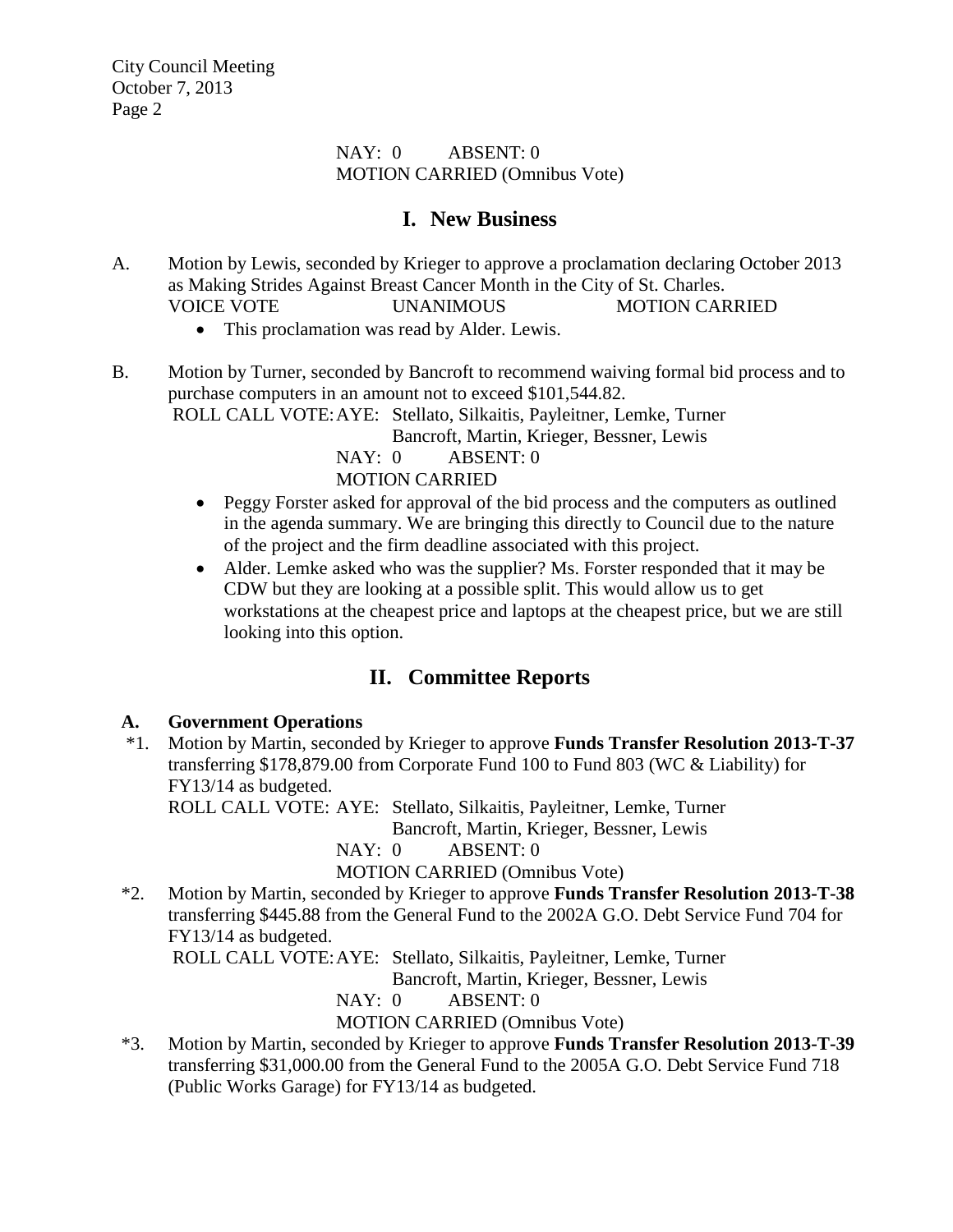NAY: 0 ABSENT: 0
MOTION CARRIED (Omnibus Vote)

# I. New Business

A. Motion by Lewis, seconded by Krieger to approve a proclamation declaring October 2013 as Making Strides Against Breast Cancer Month in the City of St. Charles.
VOICE VOTE UNANIMOUS MOTION CARRIED

- This proclamation was read by Alder. Lewis.

B. Motion by Turner, seconded by Bancroft to recommend waiving formal bid process and to purchase computers in an amount not to exceed $101,544.82.
ROLL CALL VOTE: AYE: Stellato, Silkaitis, Payleitner, Lemke, Turner Bancroft, Martin, Krieger, Bessner, Lewis
NAY: 0 ABSENT: 0
MOTION CARRIED

- Peggy Forster asked for approval of the bid process and the computers as outlined in the agenda summary. We are bringing this directly to Council due to the nature of the project and the firm deadline associated with this project.
- Alder. Lemke asked who was the supplier? Ms. Forster responded that it may be CDW but they are looking at a possible split. This would allow us to get workstations at the cheapest price and laptops at the cheapest price, but we are still looking into this option.

# II. Committee Reports

## A. Government Operations

*1. Motion by Martin, seconded by Krieger to approve **Funds Transfer Resolution 2013-T-37** transferring $178,879.00 from Corporate Fund 100 to Fund 803 (WC & Liability) for FY13/14 as budgeted.
ROLL CALL VOTE: AYE: Stellato, Silkaitis, Payleitner, Lemke, Turner Bancroft, Martin, Krieger, Bessner, Lewis
NAY: 0 ABSENT: 0
MOTION CARRIED (Omnibus Vote)

*2. Motion by Martin, seconded by Krieger to approve **Funds Transfer Resolution 2013-T-38** transferring $445.88 from the General Fund to the 2002A G.O. Debt Service Fund 704 for FY13/14 as budgeted.
ROLL CALL VOTE: AYE: Stellato, Silkaitis, Payleitner, Lemke, Turner Bancroft, Martin, Krieger, Bessner, Lewis
NAY: 0 ABSENT: 0
MOTION CARRIED (Omnibus Vote)

*3. Motion by Martin, seconded by Krieger to approve **Funds Transfer Resolution 2013-T-39** transferring $31,000.00 from the General Fund to the 2005A G.O. Debt Service Fund 718 (Public Works Garage) for FY13/14 as budgeted.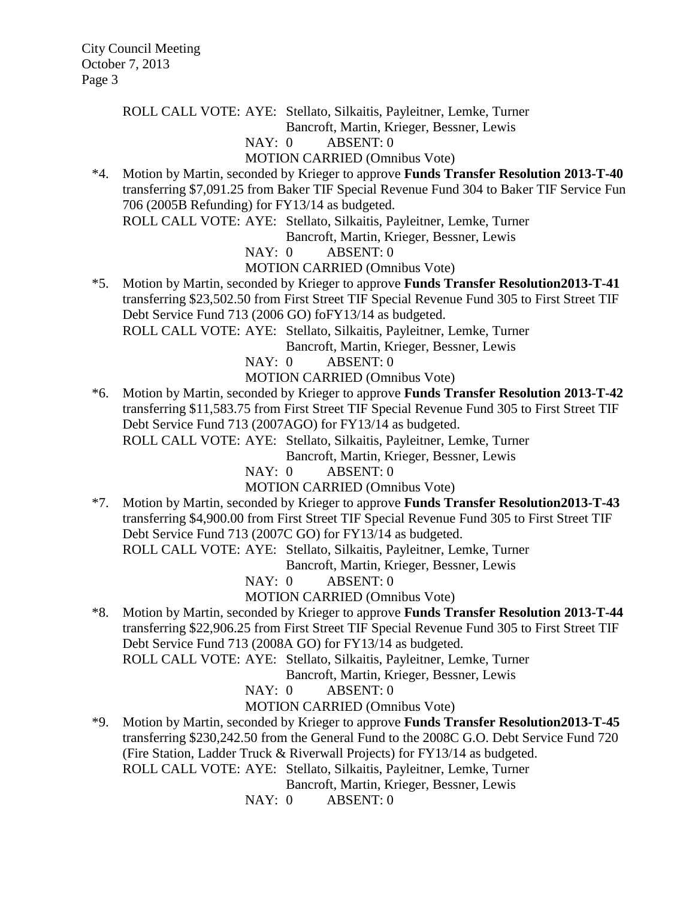ROLL CALL VOTE: AYE: Stellato, Silkaitis, Payleitner, Lemke, Turner
Bancroft, Martin, Krieger, Bessner, Lewis
NAY: 0 ABSENT: 0
MOTION CARRIED (Omnibus Vote)

*4. Motion by Martin, seconded by Krieger to approve **Funds Transfer Resolution 2013-T-40** transferring $7,091.25 from Baker TIF Special Revenue Fund 304 to Baker TIF Service Fun 706 (2005B Refunding) for FY13/14 as budgeted.
ROLL CALL VOTE: AYE: Stellato, Silkaitis, Payleitner, Lemke, Turner
Bancroft, Martin, Krieger, Bessner, Lewis
NAY: 0 ABSENT: 0
MOTION CARRIED (Omnibus Vote)

*5. Motion by Martin, seconded by Krieger to approve **Funds Transfer Resolution2013-T-41** transferring $23,502.50 from First Street TIF Special Revenue Fund 305 to First Street TIF Debt Service Fund 713 (2006 GO) foFY13/14 as budgeted.
ROLL CALL VOTE: AYE: Stellato, Silkaitis, Payleitner, Lemke, Turner
Bancroft, Martin, Krieger, Bessner, Lewis
NAY: 0 ABSENT: 0
MOTION CARRIED (Omnibus Vote)

*6. Motion by Martin, seconded by Krieger to approve **Funds Transfer Resolution 2013-T-42** transferring $11,583.75 from First Street TIF Special Revenue Fund 305 to First Street TIF Debt Service Fund 713 (2007AGO) for FY13/14 as budgeted.
ROLL CALL VOTE: AYE: Stellato, Silkaitis, Payleitner, Lemke, Turner
Bancroft, Martin, Krieger, Bessner, Lewis
NAY: 0 ABSENT: 0
MOTION CARRIED (Omnibus Vote)

*7. Motion by Martin, seconded by Krieger to approve **Funds Transfer Resolution2013-T-43** transferring $4,900.00 from First Street TIF Special Revenue Fund 305 to First Street TIF Debt Service Fund 713 (2007C GO) for FY13/14 as budgeted.
ROLL CALL VOTE: AYE: Stellato, Silkaitis, Payleitner, Lemke, Turner
Bancroft, Martin, Krieger, Bessner, Lewis
NAY: 0 ABSENT: 0
MOTION CARRIED (Omnibus Vote)

*8. Motion by Martin, seconded by Krieger to approve **Funds Transfer Resolution 2013-T-44** transferring $22,906.25 from First Street TIF Special Revenue Fund 305 to First Street TIF Debt Service Fund 713 (2008A GO) for FY13/14 as budgeted.
ROLL CALL VOTE: AYE: Stellato, Silkaitis, Payleitner, Lemke, Turner
Bancroft, Martin, Krieger, Bessner, Lewis
NAY: 0 ABSENT: 0
MOTION CARRIED (Omnibus Vote)

*9. Motion by Martin, seconded by Krieger to approve **Funds Transfer Resolution2013-T-45** transferring $230,242.50 from the General Fund to the 2008C G.O. Debt Service Fund 720 (Fire Station, Ladder Truck & Riverwall Projects) for FY13/14 as budgeted.
ROLL CALL VOTE: AYE: Stellato, Silkaitis, Payleitner, Lemke, Turner
Bancroft, Martin, Krieger, Bessner, Lewis
NAY: 0 ABSENT: 0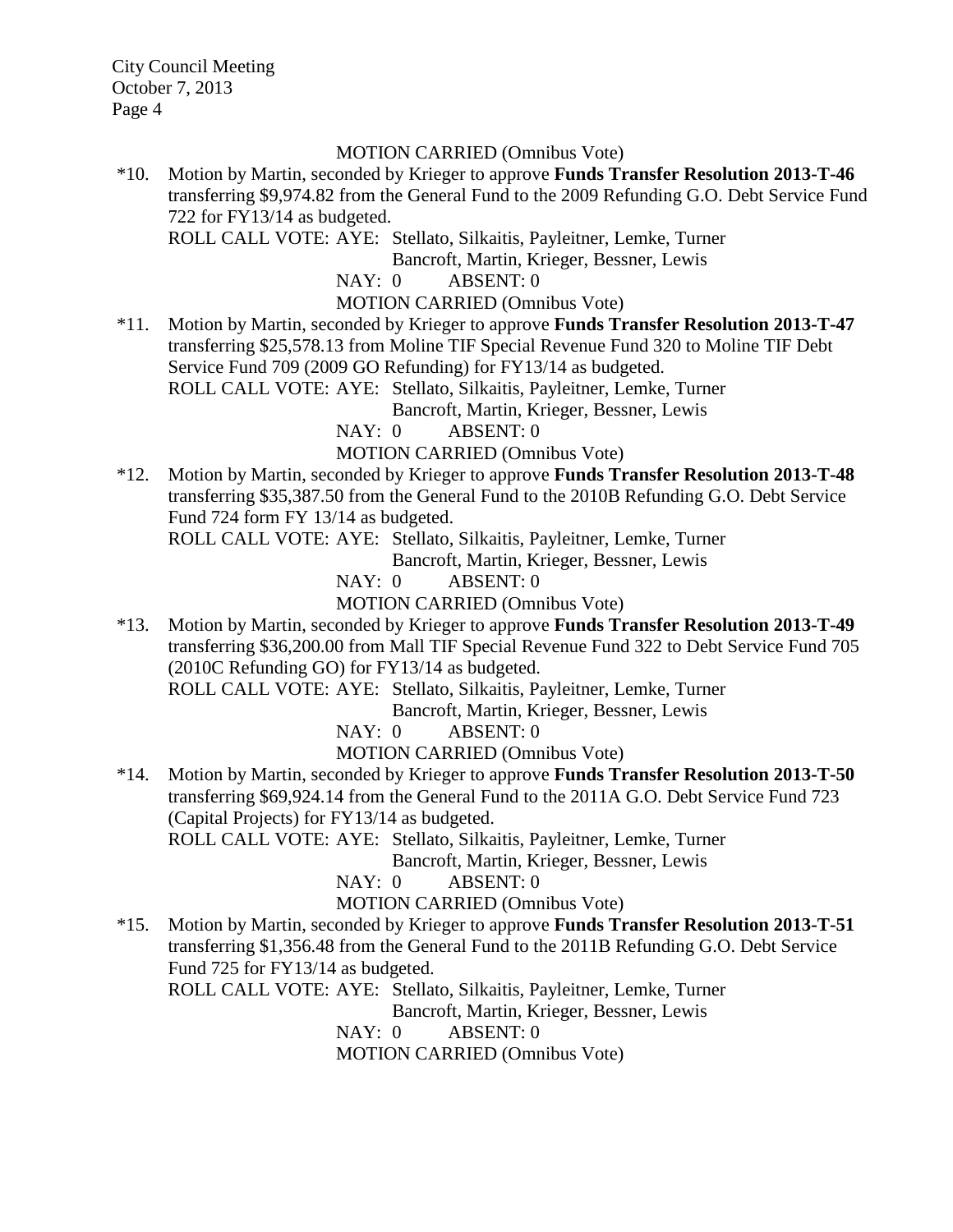MOTION CARRIED (Omnibus Vote)

*10. Motion by Martin, seconded by Krieger to approve **Funds Transfer Resolution 2013-T-46** transferring $9,974.82 from the General Fund to the 2009 Refunding G.O. Debt Service Fund 722 for FY13/14 as budgeted.

ROLL CALL VOTE: AYE: Stellato, Silkaitis, Payleitner, Lemke, Turner Bancroft, Martin, Krieger, Bessner, Lewis

NAY: 0 ABSENT: 0

MOTION CARRIED (Omnibus Vote)

*11. Motion by Martin, seconded by Krieger to approve **Funds Transfer Resolution 2013-T-47** transferring $25,578.13 from Moline TIF Special Revenue Fund 320 to Moline TIF Debt Service Fund 709 (2009 GO Refunding) for FY13/14 as budgeted.

ROLL CALL VOTE: AYE: Stellato, Silkaitis, Payleitner, Lemke, Turner Bancroft, Martin, Krieger, Bessner, Lewis

NAY: 0 ABSENT: 0

MOTION CARRIED (Omnibus Vote)

*12. Motion by Martin, seconded by Krieger to approve **Funds Transfer Resolution 2013-T-48** transferring $35,387.50 from the General Fund to the 2010B Refunding G.O. Debt Service Fund 724 form FY 13/14 as budgeted.

ROLL CALL VOTE: AYE: Stellato, Silkaitis, Payleitner, Lemke, Turner Bancroft, Martin, Krieger, Bessner, Lewis

NAY: 0 ABSENT: 0

MOTION CARRIED (Omnibus Vote)

*13. Motion by Martin, seconded by Krieger to approve **Funds Transfer Resolution 2013-T-49** transferring $36,200.00 from Mall TIF Special Revenue Fund 322 to Debt Service Fund 705 (2010C Refunding GO) for FY13/14 as budgeted.

ROLL CALL VOTE: AYE: Stellato, Silkaitis, Payleitner, Lemke, Turner Bancroft, Martin, Krieger, Bessner, Lewis

NAY: 0 ABSENT: 0

MOTION CARRIED (Omnibus Vote)

*14. Motion by Martin, seconded by Krieger to approve **Funds Transfer Resolution 2013-T-50** transferring $69,924.14 from the General Fund to the 2011A G.O. Debt Service Fund 723 (Capital Projects) for FY13/14 as budgeted.

ROLL CALL VOTE: AYE: Stellato, Silkaitis, Payleitner, Lemke, Turner Bancroft, Martin, Krieger, Bessner, Lewis

NAY: 0 ABSENT: 0

MOTION CARRIED (Omnibus Vote)

*15. Motion by Martin, seconded by Krieger to approve **Funds Transfer Resolution 2013-T-51** transferring $1,356.48 from the General Fund to the 2011B Refunding G.O. Debt Service Fund 725 for FY13/14 as budgeted.

ROLL CALL VOTE: AYE: Stellato, Silkaitis, Payleitner, Lemke, Turner Bancroft, Martin, Krieger, Bessner, Lewis

NAY: 0 ABSENT: 0

MOTION CARRIED (Omnibus Vote)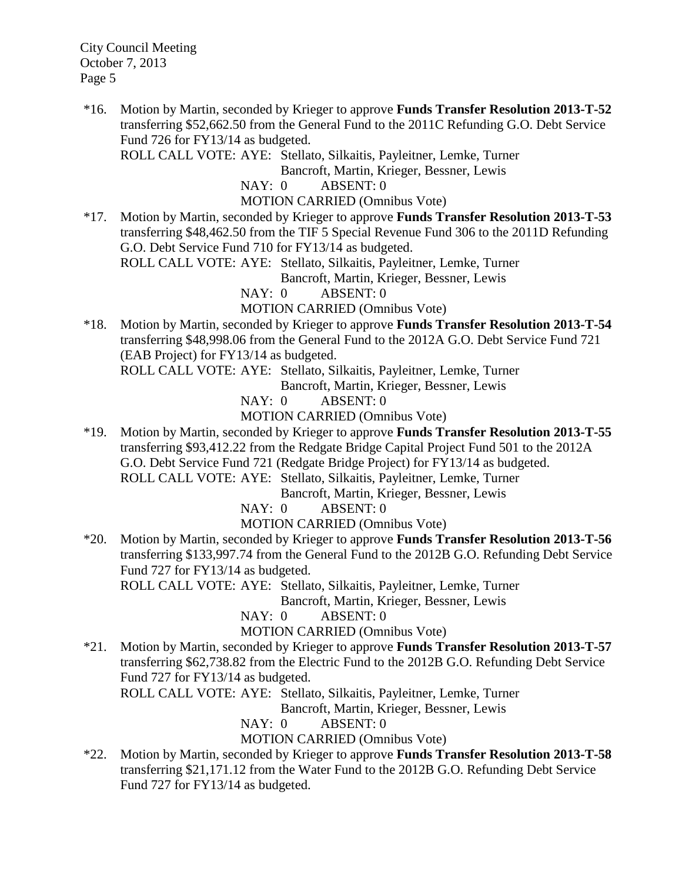*16. Motion by Martin, seconded by Krieger to approve **Funds Transfer Resolution 2013-T-52** transferring $52,662.50 from the General Fund to the 2011C Refunding G.O. Debt Service Fund 726 for FY13/14 as budgeted.
ROLL CALL VOTE: AYE: Stellato, Silkaitis, Payleitner, Lemke, Turner
Bancroft, Martin, Krieger, Bessner, Lewis
NAY: 0 ABSENT: 0
MOTION CARRIED (Omnibus Vote)

*17. Motion by Martin, seconded by Krieger to approve **Funds Transfer Resolution 2013-T-53** transferring $48,462.50 from the TIF 5 Special Revenue Fund 306 to the 2011D Refunding G.O. Debt Service Fund 710 for FY13/14 as budgeted.
ROLL CALL VOTE: AYE: Stellato, Silkaitis, Payleitner, Lemke, Turner
Bancroft, Martin, Krieger, Bessner, Lewis
NAY: 0 ABSENT: 0
MOTION CARRIED (Omnibus Vote)

*18. Motion by Martin, seconded by Krieger to approve **Funds Transfer Resolution 2013-T-54** transferring $48,998.06 from the General Fund to the 2012A G.O. Debt Service Fund 721 (EAB Project) for FY13/14 as budgeted.
ROLL CALL VOTE: AYE: Stellato, Silkaitis, Payleitner, Lemke, Turner
Bancroft, Martin, Krieger, Bessner, Lewis
NAY: 0 ABSENT: 0
MOTION CARRIED (Omnibus Vote)

*19. Motion by Martin, seconded by Krieger to approve **Funds Transfer Resolution 2013-T-55** transferring $93,412.22 from the Redgate Bridge Capital Project Fund 501 to the 2012A G.O. Debt Service Fund 721 (Redgate Bridge Project) for FY13/14 as budgeted.
ROLL CALL VOTE: AYE: Stellato, Silkaitis, Payleitner, Lemke, Turner
Bancroft, Martin, Krieger, Bessner, Lewis
NAY: 0 ABSENT: 0
MOTION CARRIED (Omnibus Vote)

*20. Motion by Martin, seconded by Krieger to approve **Funds Transfer Resolution 2013-T-56** transferring $133,997.74 from the General Fund to the 2012B G.O. Refunding Debt Service Fund 727 for FY13/14 as budgeted.
ROLL CALL VOTE: AYE: Stellato, Silkaitis, Payleitner, Lemke, Turner
Bancroft, Martin, Krieger, Bessner, Lewis
NAY: 0 ABSENT: 0
MOTION CARRIED (Omnibus Vote)

*21. Motion by Martin, seconded by Krieger to approve **Funds Transfer Resolution 2013-T-57** transferring $62,738.82 from the Electric Fund to the 2012B G.O. Refunding Debt Service Fund 727 for FY13/14 as budgeted.
ROLL CALL VOTE: AYE: Stellato, Silkaitis, Payleitner, Lemke, Turner
Bancroft, Martin, Krieger, Bessner, Lewis
NAY: 0 ABSENT: 0
MOTION CARRIED (Omnibus Vote)

*22. Motion by Martin, seconded by Krieger to approve **Funds Transfer Resolution 2013-T-58** transferring $21,171.12 from the Water Fund to the 2012B G.O. Refunding Debt Service Fund 727 for FY13/14 as budgeted.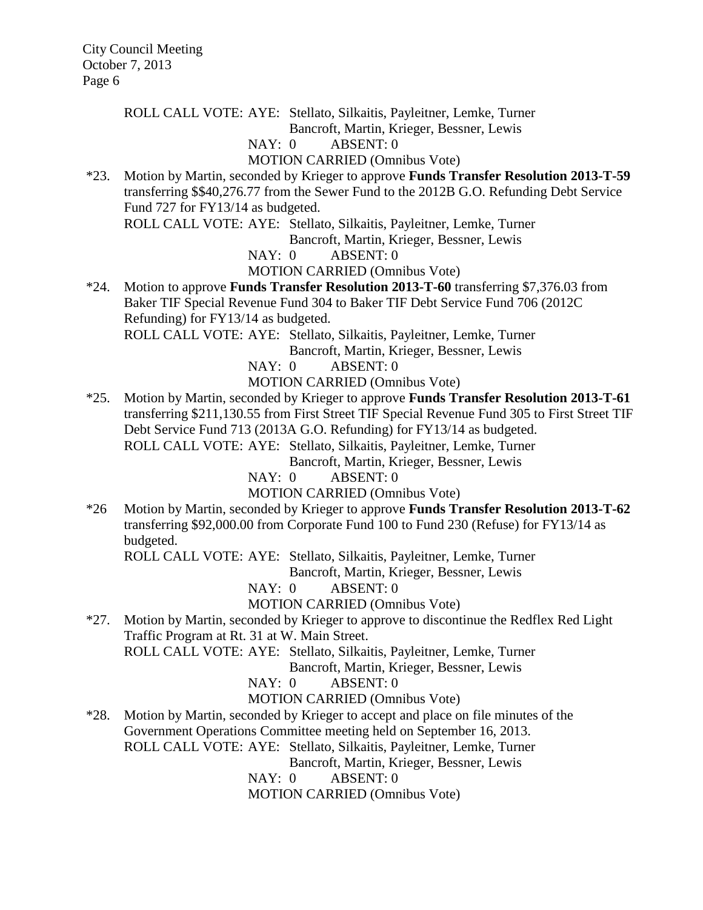ROLL CALL VOTE: AYE: Stellato, Silkaitis, Payleitner, Lemke, Turner
Bancroft, Martin, Krieger, Bessner, Lewis
NAY: 0 ABSENT: 0
MOTION CARRIED (Omnibus Vote)

*23. Motion by Martin, seconded by Krieger to approve **Funds Transfer Resolution 2013-T-59** transferring $$40,276.77 from the Sewer Fund to the 2012B G.O. Refunding Debt Service Fund 727 for FY13/14 as budgeted.
ROLL CALL VOTE: AYE: Stellato, Silkaitis, Payleitner, Lemke, Turner
Bancroft, Martin, Krieger, Bessner, Lewis
NAY: 0 ABSENT: 0
MOTION CARRIED (Omnibus Vote)

*24. Motion to approve **Funds Transfer Resolution 2013-T-60** transferring $7,376.03 from Baker TIF Special Revenue Fund 304 to Baker TIF Debt Service Fund 706 (2012C Refunding) for FY13/14 as budgeted.
ROLL CALL VOTE: AYE: Stellato, Silkaitis, Payleitner, Lemke, Turner
Bancroft, Martin, Krieger, Bessner, Lewis
NAY: 0 ABSENT: 0
MOTION CARRIED (Omnibus Vote)

*25. Motion by Martin, seconded by Krieger to approve **Funds Transfer Resolution 2013-T-61** transferring $211,130.55 from First Street TIF Special Revenue Fund 305 to First Street TIF Debt Service Fund 713 (2013A G.O. Refunding) for FY13/14 as budgeted.
ROLL CALL VOTE: AYE: Stellato, Silkaitis, Payleitner, Lemke, Turner
Bancroft, Martin, Krieger, Bessner, Lewis
NAY: 0 ABSENT: 0
MOTION CARRIED (Omnibus Vote)

*26 Motion by Martin, seconded by Krieger to approve **Funds Transfer Resolution 2013-T-62** transferring $92,000.00 from Corporate Fund 100 to Fund 230 (Refuse) for FY13/14 as budgeted.
ROLL CALL VOTE: AYE: Stellato, Silkaitis, Payleitner, Lemke, Turner
Bancroft, Martin, Krieger, Bessner, Lewis
NAY: 0 ABSENT: 0
MOTION CARRIED (Omnibus Vote)

*27. Motion by Martin, seconded by Krieger to approve to discontinue the Redflex Red Light Traffic Program at Rt. 31 at W. Main Street.
ROLL CALL VOTE: AYE: Stellato, Silkaitis, Payleitner, Lemke, Turner
Bancroft, Martin, Krieger, Bessner, Lewis
NAY: 0 ABSENT: 0
MOTION CARRIED (Omnibus Vote)

*28. Motion by Martin, seconded by Krieger to accept and place on file minutes of the Government Operations Committee meeting held on September 16, 2013.
ROLL CALL VOTE: AYE: Stellato, Silkaitis, Payleitner, Lemke, Turner
Bancroft, Martin, Krieger, Bessner, Lewis
NAY: 0 ABSENT: 0
MOTION CARRIED (Omnibus Vote)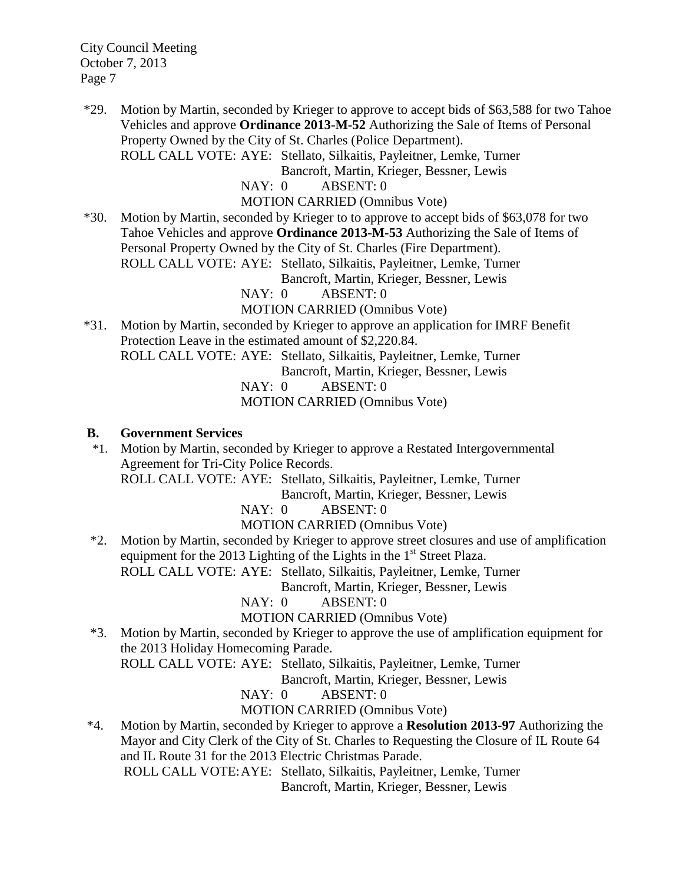*29. Motion by Martin, seconded by Krieger to approve to accept bids of $63,588 for two Tahoe Vehicles and approve **Ordinance 2013-M-52** Authorizing the Sale of Items of Personal Property Owned by the City of St. Charles (Police Department).
ROLL CALL VOTE: AYE: Stellato, Silkaitis, Payleitner, Lemke, Turner
Bancroft, Martin, Krieger, Bessner, Lewis
NAY: 0 ABSENT: 0
MOTION CARRIED (Omnibus Vote)

*30. Motion by Martin, seconded by Krieger to to approve to accept bids of $63,078 for two Tahoe Vehicles and approve **Ordinance 2013-M-53** Authorizing the Sale of Items of Personal Property Owned by the City of St. Charles (Fire Department).
ROLL CALL VOTE: AYE: Stellato, Silkaitis, Payleitner, Lemke, Turner
Bancroft, Martin, Krieger, Bessner, Lewis
NAY: 0 ABSENT: 0
MOTION CARRIED (Omnibus Vote)

*31. Motion by Martin, seconded by Krieger to approve an application for IMRF Benefit Protection Leave in the estimated amount of $2,220.84.
ROLL CALL VOTE: AYE: Stellato, Silkaitis, Payleitner, Lemke, Turner
Bancroft, Martin, Krieger, Bessner, Lewis
NAY: 0 ABSENT: 0
MOTION CARRIED (Omnibus Vote)

**B. Government Services**

*1. Motion by Martin, seconded by Krieger to approve a Restated Intergovernmental Agreement for Tri-City Police Records.
ROLL CALL VOTE: AYE: Stellato, Silkaitis, Payleitner, Lemke, Turner
Bancroft, Martin, Krieger, Bessner, Lewis
NAY: 0 ABSENT: 0
MOTION CARRIED (Omnibus Vote)

*2. Motion by Martin, seconded by Krieger to approve street closures and use of amplification equipment for the 2013 Lighting of the Lights in the 1st Street Plaza.
ROLL CALL VOTE: AYE: Stellato, Silkaitis, Payleitner, Lemke, Turner
Bancroft, Martin, Krieger, Bessner, Lewis
NAY: 0 ABSENT: 0
MOTION CARRIED (Omnibus Vote)

*3. Motion by Martin, seconded by Krieger to approve the use of amplification equipment for the 2013 Holiday Homecoming Parade.
ROLL CALL VOTE: AYE: Stellato, Silkaitis, Payleitner, Lemke, Turner
Bancroft, Martin, Krieger, Bessner, Lewis
NAY: 0 ABSENT: 0
MOTION CARRIED (Omnibus Vote)

*4. Motion by Martin, seconded by Krieger to approve a **Resolution 2013-97** Authorizing the Mayor and City Clerk of the City of St. Charles to Requesting the Closure of IL Route 64 and IL Route 31 for the 2013 Electric Christmas Parade.
ROLL CALL VOTE: AYE: Stellato, Silkaitis, Payleitner, Lemke, Turner
Bancroft, Martin, Krieger, Bessner, Lewis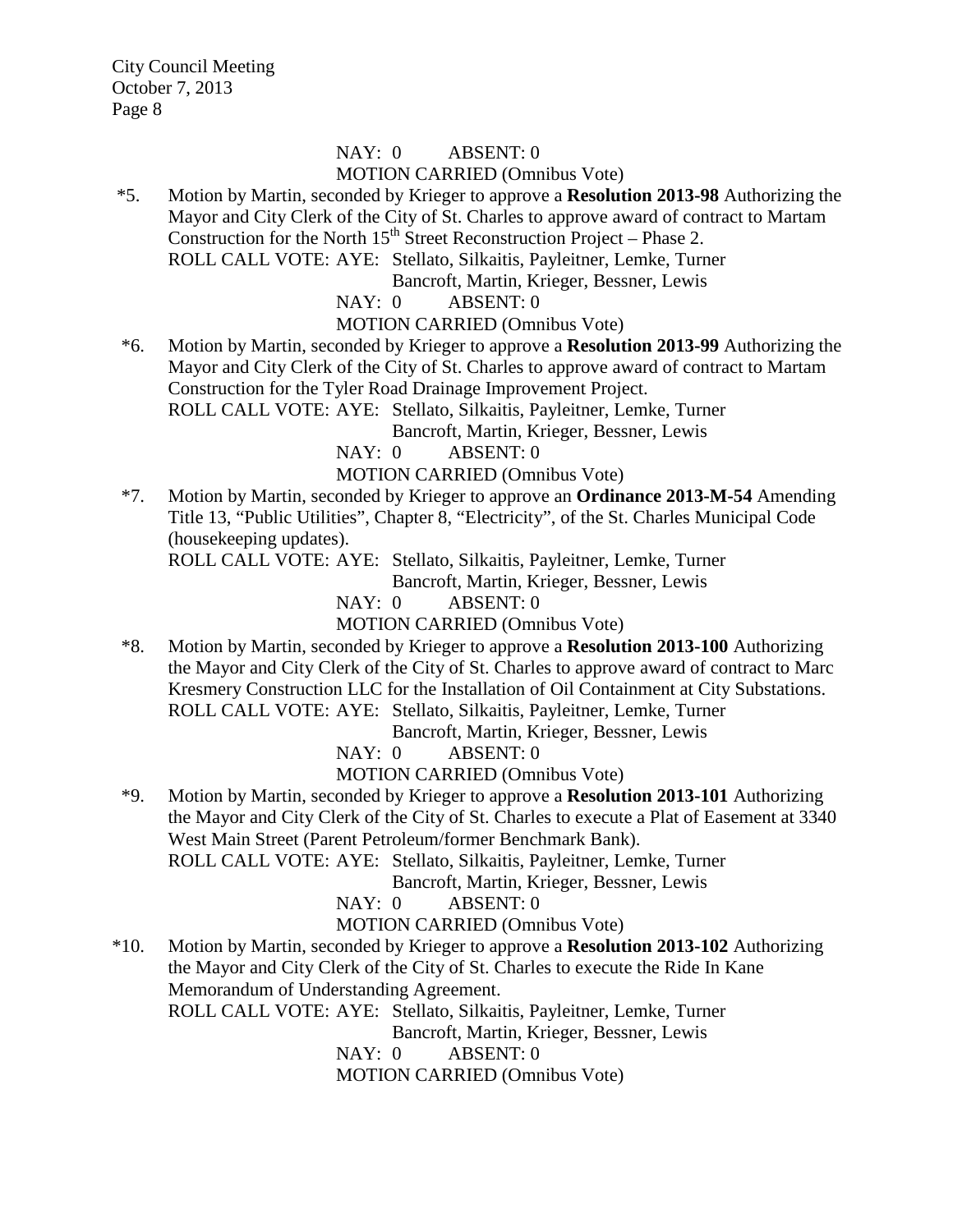NAY: 0 ABSENT: 0

MOTION CARRIED (Omnibus Vote)

*5. Motion by Martin, seconded by Krieger to approve a **Resolution 2013-98** Authorizing the Mayor and City Clerk of the City of St. Charles to approve award of contract to Martam Construction for the North 15th Street Reconstruction Project – Phase 2.
ROLL CALL VOTE: AYE: Stellato, Silkaitis, Payleitner, Lemke, Turner Bancroft, Martin, Krieger, Bessner, Lewis
NAY: 0 ABSENT: 0
MOTION CARRIED (Omnibus Vote)

*6. Motion by Martin, seconded by Krieger to approve a **Resolution 2013-99** Authorizing the Mayor and City Clerk of the City of St. Charles to approve award of contract to Martam Construction for the Tyler Road Drainage Improvement Project.
ROLL CALL VOTE: AYE: Stellato, Silkaitis, Payleitner, Lemke, Turner Bancroft, Martin, Krieger, Bessner, Lewis
NAY: 0 ABSENT: 0
MOTION CARRIED (Omnibus Vote)

*7. Motion by Martin, seconded by Krieger to approve an **Ordinance 2013-M-54** Amending Title 13, "Public Utilities", Chapter 8, "Electricity", of the St. Charles Municipal Code (housekeeping updates).
ROLL CALL VOTE: AYE: Stellato, Silkaitis, Payleitner, Lemke, Turner Bancroft, Martin, Krieger, Bessner, Lewis
NAY: 0 ABSENT: 0
MOTION CARRIED (Omnibus Vote)

*8. Motion by Martin, seconded by Krieger to approve a **Resolution 2013-100** Authorizing the Mayor and City Clerk of the City of St. Charles to approve award of contract to Marc Kresmery Construction LLC for the Installation of Oil Containment at City Substations.
ROLL CALL VOTE: AYE: Stellato, Silkaitis, Payleitner, Lemke, Turner Bancroft, Martin, Krieger, Bessner, Lewis
NAY: 0 ABSENT: 0
MOTION CARRIED (Omnibus Vote)

*9. Motion by Martin, seconded by Krieger to approve a **Resolution 2013-101** Authorizing the Mayor and City Clerk of the City of St. Charles to execute a Plat of Easement at 3340 West Main Street (Parent Petroleum/former Benchmark Bank).
ROLL CALL VOTE: AYE: Stellato, Silkaitis, Payleitner, Lemke, Turner Bancroft, Martin, Krieger, Bessner, Lewis
NAY: 0 ABSENT: 0
MOTION CARRIED (Omnibus Vote)

*10. Motion by Martin, seconded by Krieger to approve a **Resolution 2013-102** Authorizing the Mayor and City Clerk of the City of St. Charles to execute the Ride In Kane Memorandum of Understanding Agreement.
ROLL CALL VOTE: AYE: Stellato, Silkaitis, Payleitner, Lemke, Turner Bancroft, Martin, Krieger, Bessner, Lewis
NAY: 0 ABSENT: 0
MOTION CARRIED (Omnibus Vote)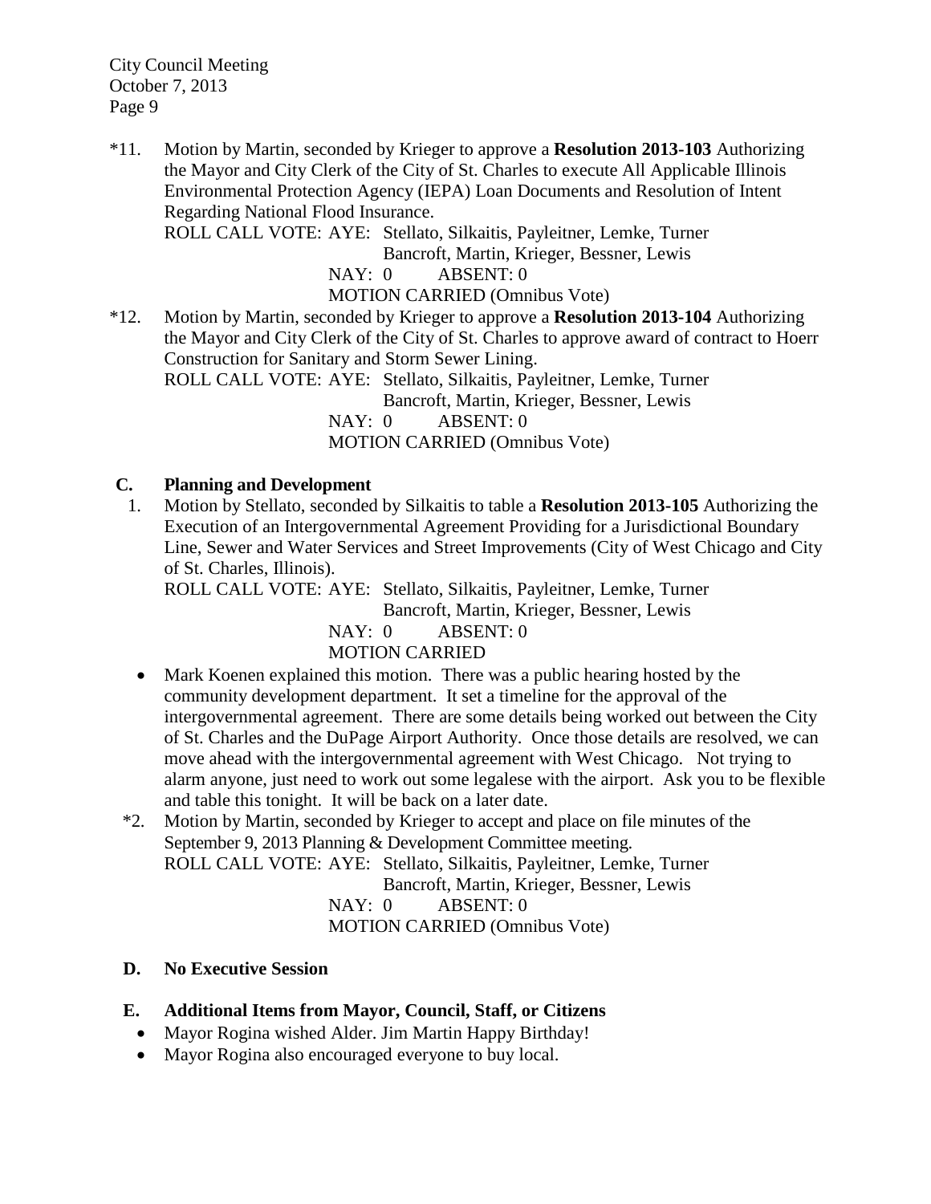*11. Motion by Martin, seconded by Krieger to approve a **Resolution 2013-103** Authorizing the Mayor and City Clerk of the City of St. Charles to execute All Applicable Illinois Environmental Protection Agency (IEPA) Loan Documents and Resolution of Intent Regarding National Flood Insurance.

ROLL CALL VOTE: AYE: Stellato, Silkaitis, Payleitner, Lemke, Turner Bancroft, Martin, Krieger, Bessner, Lewis
NAY: 0 ABSENT: 0
MOTION CARRIED (Omnibus Vote)

*12. Motion by Martin, seconded by Krieger to approve a **Resolution 2013-104** Authorizing the Mayor and City Clerk of the City of St. Charles to approve award of contract to Hoerr Construction for Sanitary and Storm Sewer Lining.

ROLL CALL VOTE: AYE: Stellato, Silkaitis, Payleitner, Lemke, Turner Bancroft, Martin, Krieger, Bessner, Lewis
NAY: 0 ABSENT: 0
MOTION CARRIED (Omnibus Vote)

**C. Planning and Development**

1. Motion by Stellato, seconded by Silkaitis to table a **Resolution 2013-105** Authorizing the Execution of an Intergovernmental Agreement Providing for a Jurisdictional Boundary Line, Sewer and Water Services and Street Improvements (City of West Chicago and City of St. Charles, Illinois).

   ROLL CALL VOTE: AYE: Stellato, Silkaitis, Payleitner, Lemke, Turner Bancroft, Martin, Krieger, Bessner, Lewis
   NAY: 0 ABSENT: 0
   MOTION CARRIED

   - Mark Koenen explained this motion. There was a public hearing hosted by the community development department. It set a timeline for the approval of the intergovernmental agreement. There are some details being worked out between the City of St. Charles and the DuPage Airport Authority. Once those details are resolved, we can move ahead with the intergovernmental agreement with West Chicago. Not trying to alarm anyone, just need to work out some legalese with the airport. Ask you to be flexible and table this tonight. It will be back on a later date.

*2. Motion by Martin, seconded by Krieger to accept and place on file minutes of the September 9, 2013 Planning & Development Committee meeting.

ROLL CALL VOTE: AYE: Stellato, Silkaitis, Payleitner, Lemke, Turner Bancroft, Martin, Krieger, Bessner, Lewis
NAY: 0 ABSENT: 0
MOTION CARRIED (Omnibus Vote)

**D. No Executive Session**

**E. Additional Items from Mayor, Council, Staff, or Citizens**

- Mayor Rogina wished Alder. Jim Martin Happy Birthday!
- Mayor Rogina also encouraged everyone to buy local.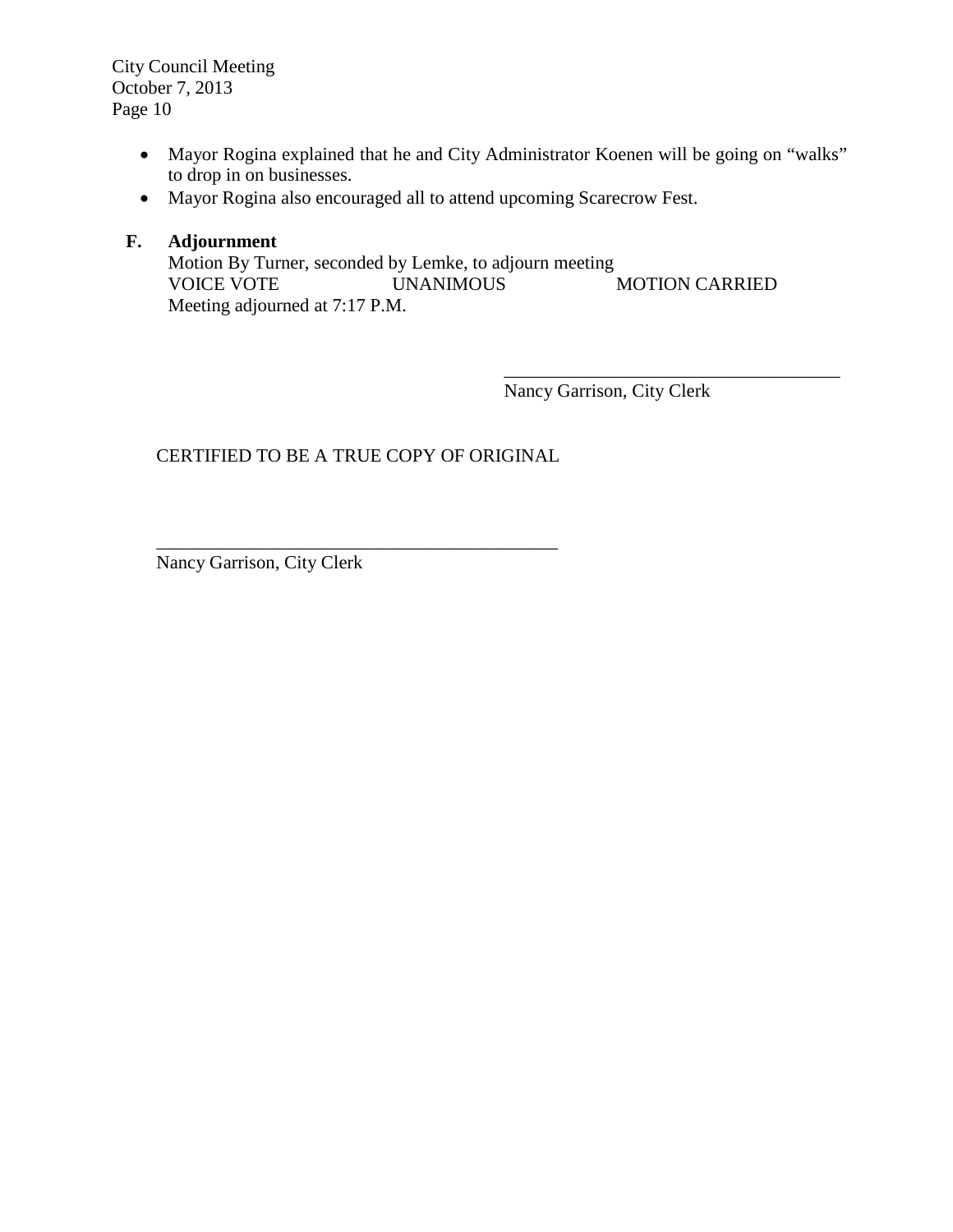- Mayor Rogina explained that he and City Administrator Koenen will be going on "walks" to drop in on businesses.
- Mayor Rogina also encouraged all to attend upcoming Scarecrow Fest.

**F. Adjournment**

Motion By Turner, seconded by Lemke, to adjourn meeting

VOICE VOTE UNANIMOUS MOTION CARRIED

Meeting adjourned at 7:17 P.M.

_____________________________________

Nancy Garrison, City Clerk

CERTIFIED TO BE A TRUE COPY OF ORIGINAL

_____________________________________________

Nancy Garrison, City Clerk